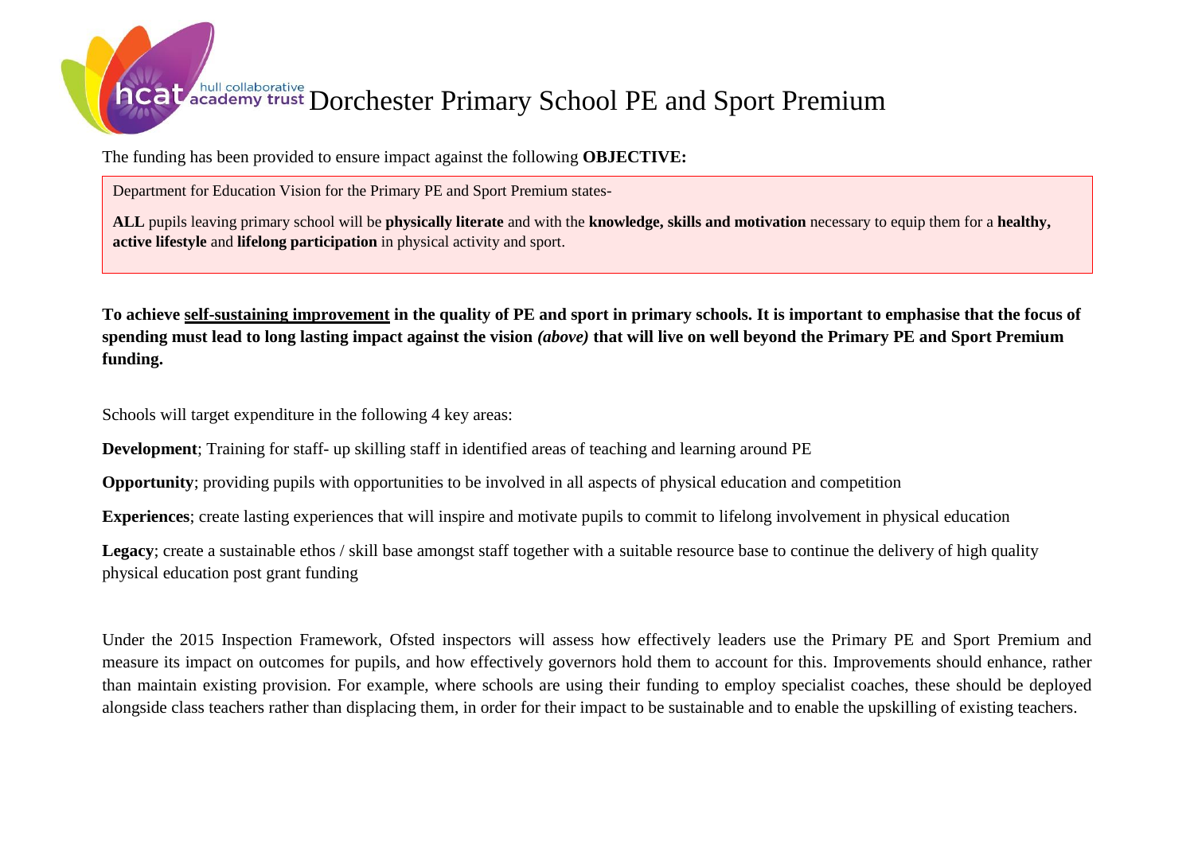# Dorchester Primary School PE and Sport Premium

The funding has been provided to ensure impact against the following **OBJECTIVE:**

> Department for Education Vision for the Primary PE and Sport Premium states-
>
> **ALL** pupils leaving primary school will be **physically literate** and with the **knowledge, skills and motivation** necessary to equip them for a **healthy, active lifestyle** and **lifelong participation** in physical activity and sport.

**To achieve self-sustaining improvement in the quality of PE and sport in primary schools. It is important to emphasise that the focus of spending must lead to long lasting impact against the vision *(above)* that will live on well beyond the Primary PE and Sport Premium funding.**

Schools will target expenditure in the following 4 key areas:

**Development**; Training for staff- up skilling staff in identified areas of teaching and learning around PE

**Opportunity**; providing pupils with opportunities to be involved in all aspects of physical education and competition

**Experiences**; create lasting experiences that will inspire and motivate pupils to commit to lifelong involvement in physical education

**Legacy**; create a sustainable ethos / skill base amongst staff together with a suitable resource base to continue the delivery of high quality physical education post grant funding

Under the 2015 Inspection Framework, Ofsted inspectors will assess how effectively leaders use the Primary PE and Sport Premium and measure its impact on outcomes for pupils, and how effectively governors hold them to account for this. Improvements should enhance, rather than maintain existing provision. For example, where schools are using their funding to employ specialist coaches, these should be deployed alongside class teachers rather than displacing them, in order for their impact to be sustainable and to enable the upskilling of existing teachers.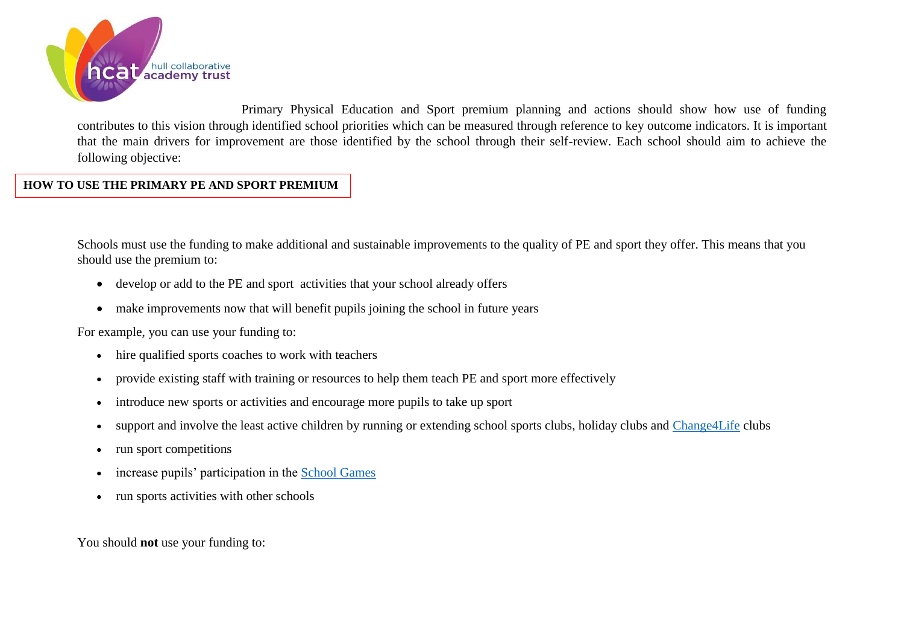Primary Physical Education and Sport premium planning and actions should show how use of funding contributes to this vision through identified school priorities which can be measured through reference to key outcome indicators. It is important that the main drivers for improvement are those identified by the school through their self-review. Each school should aim to achieve the following objective:

## HOW TO USE THE PRIMARY PE AND SPORT PREMIUM

Schools must use the funding to make additional and sustainable improvements to the quality of PE and sport they offer. This means that you should use the premium to:

- develop or add to the PE and sport activities that your school already offers
- make improvements now that will benefit pupils joining the school in future years

For example, you can use your funding to:

- hire qualified sports coaches to work with teachers
- provide existing staff with training or resources to help them teach PE and sport more effectively
- introduce new sports or activities and encourage more pupils to take up sport
- support and involve the least active children by running or extending school sports clubs, holiday clubs and Change4Life clubs
- run sport competitions
- increase pupils' participation in the School Games
- run sports activities with other schools

You should **not** use your funding to: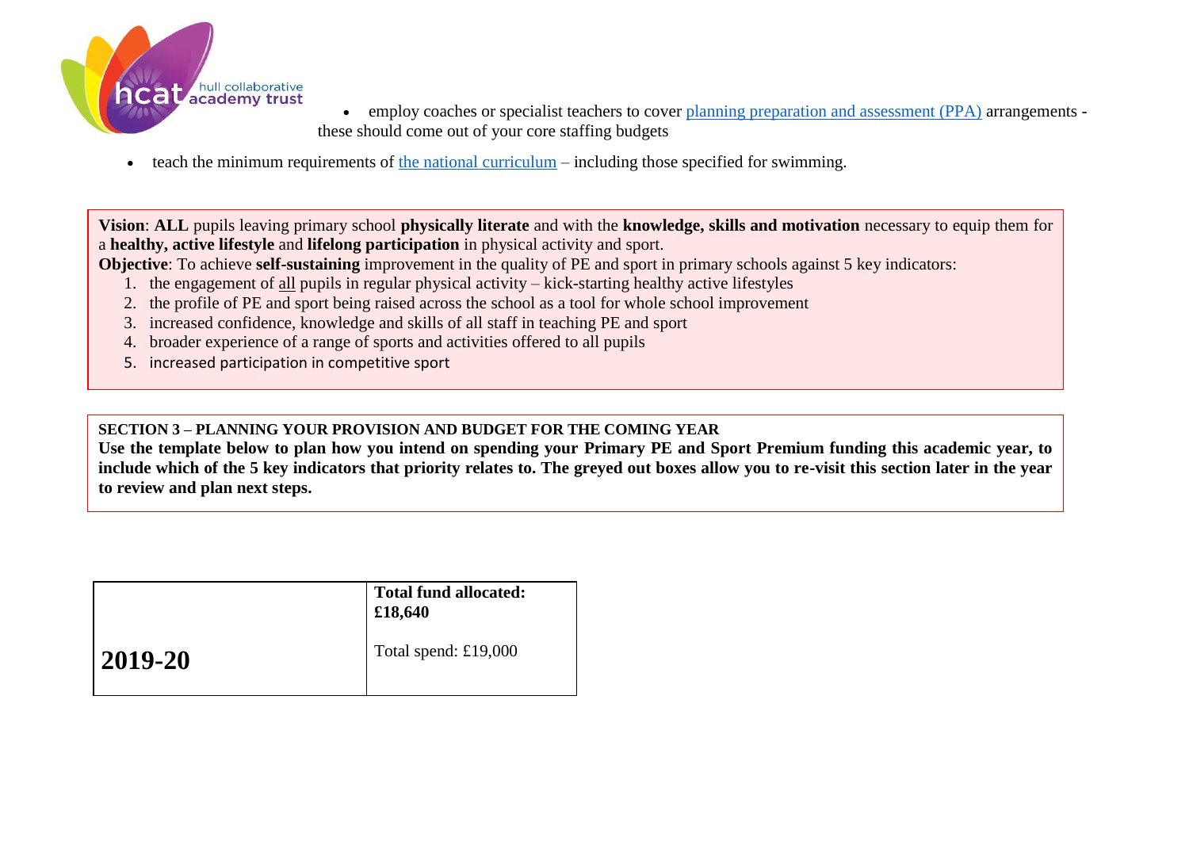- employ coaches or specialist teachers to cover planning preparation and assessment (PPA) arrangements - these should come out of your core staffing budgets
- teach the minimum requirements of the national curriculum – including those specified for swimming.

**Vision**: **ALL** pupils leaving primary school **physically literate** and with the **knowledge, skills and motivation** necessary to equip them for a **healthy, active lifestyle** and **lifelong participation** in physical activity and sport.
**Objective**: To achieve **self-sustaining** improvement in the quality of PE and sport in primary schools against 5 key indicators:

1. the engagement of all pupils in regular physical activity – kick-starting healthy active lifestyles
2. the profile of PE and sport being raised across the school as a tool for whole school improvement
3. increased confidence, knowledge and skills of all staff in teaching PE and sport
4. broader experience of a range of sports and activities offered to all pupils
5. increased participation in competitive sport

**SECTION 3 – PLANNING YOUR PROVISION AND BUDGET FOR THE COMING YEAR**
**Use the template below to plan how you intend on spending your Primary PE and Sport Premium funding this academic year, to include which of the 5 key indicators that priority relates to. The greyed out boxes allow you to re-visit this section later in the year to review and plan next steps.**

| **2019-20** | **Total fund allocated: £18,640**<br><br>Total spend: £19,000 |
|---|---|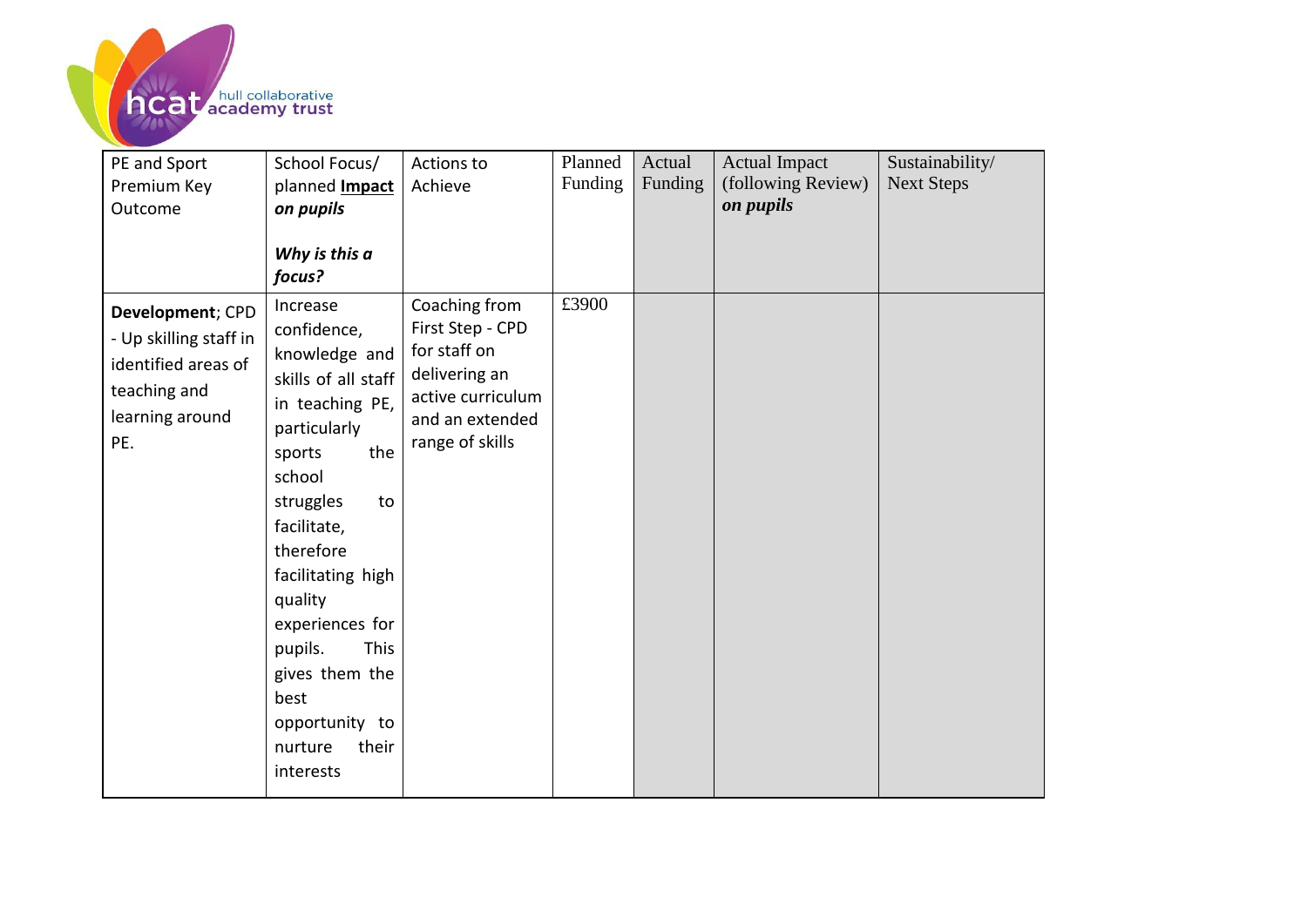| PE and Sport Premium Key Outcome | School Focus/ planned **Impact** ***on pupils*** ***Why is this a focus?*** | Actions to Achieve | Planned Funding | Actual Funding | Actual Impact (following Review) ***on pupils*** | Sustainability/ Next Steps |
|---|---|---|---|---|---|---|
| **Development**; CPD - Up skilling staff in identified areas of teaching and learning around PE. | Increase confidence, knowledge and skills of all staff in teaching PE, particularly sports the school struggles to facilitate, therefore facilitating high quality experiences for pupils. This gives them the best opportunity to nurture their interests | Coaching from First Step - CPD for staff on delivering an active curriculum and an extended range of skills | £3900 | | | |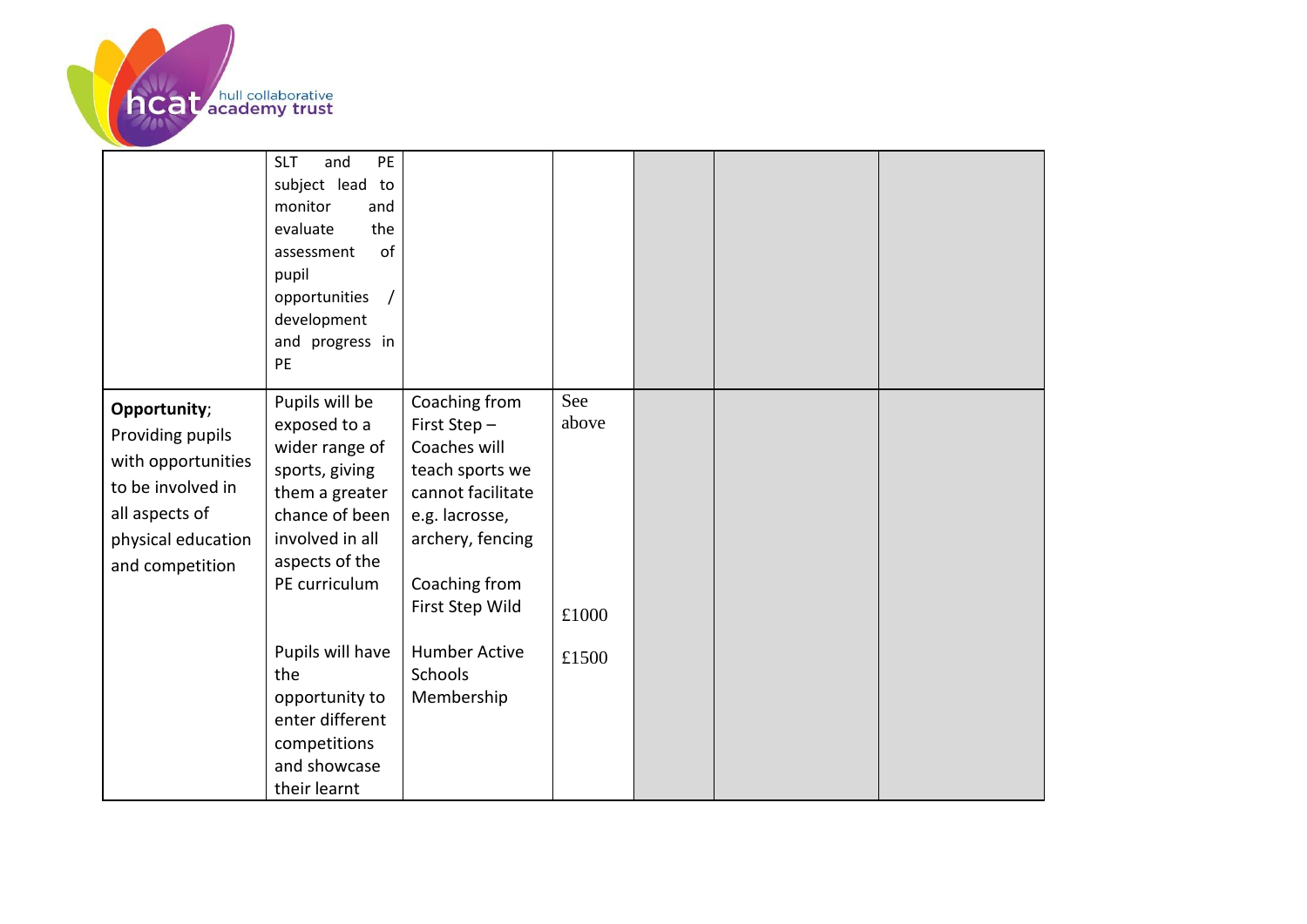| | | | | | | |
|---|---|---|---|---|---|---|
| | SLT and PE subject lead to monitor and evaluate the assessment of pupil opportunities / development and progress in PE | | | | | |
| **Opportunity**; Providing pupils with opportunities to be involved in all aspects of physical education and competition | Pupils will be exposed to a wider range of sports, giving them a greater chance of been involved in all aspects of the PE curriculum<br><br>Pupils will have the opportunity to enter different competitions and showcase their learnt | Coaching from First Step – Coaches will teach sports we cannot facilitate e.g. lacrosse, archery, fencing<br><br>Coaching from First Step Wild<br><br>Humber Active Schools Membership | See above<br><br>£1000<br><br>£1500 | | | |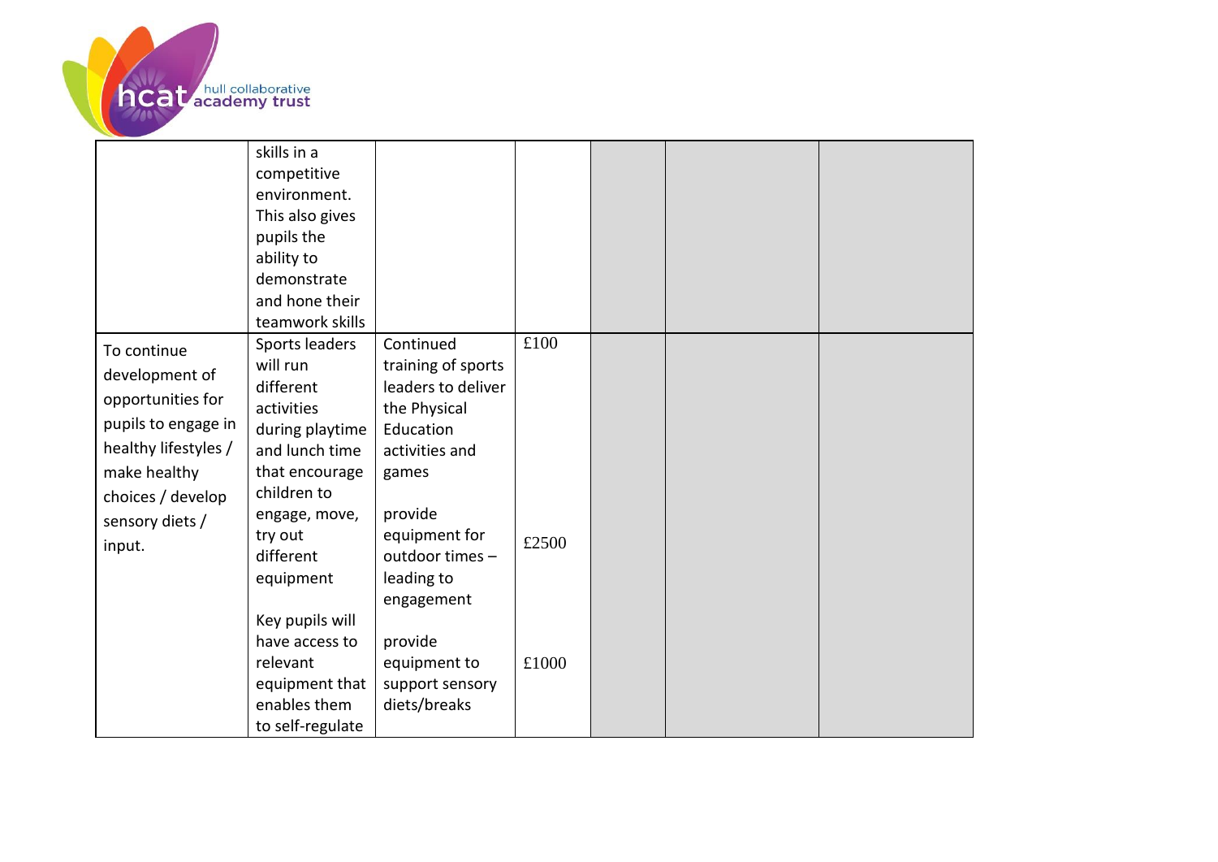| | | | | | | |
|---|---|---|---|---|---|---|
| | skills in a competitive environment. This also gives pupils the ability to demonstrate and hone their teamwork skills | | | | | |
| To continue development of opportunities for pupils to engage in healthy lifestyles / make healthy choices / develop sensory diets / input. | Sports leaders will run different activities during playtime and lunch time that encourage children to engage, move, try out different equipment<br><br>Key pupils will have access to relevant equipment that enables them to self-regulate | Continued training of sports leaders to deliver the Physical Education activities and games<br><br>provide equipment for outdoor times – leading to engagement<br><br>provide equipment to support sensory diets/breaks | £100<br><br>£2500<br><br>£1000 | | | |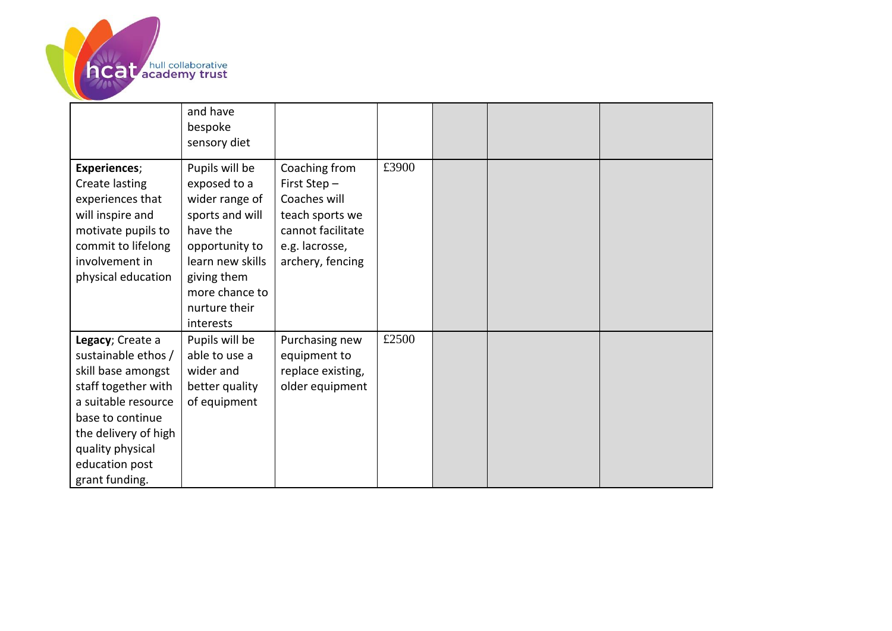| | | | | | | |
|---|---|---|---|---|---|---|
| | and have bespoke sensory diet | | | | | |
| **Experiences**; Create lasting experiences that will inspire and motivate pupils to commit to lifelong involvement in physical education | Pupils will be exposed to a wider range of sports and will have the opportunity to learn new skills giving them more chance to nurture their interests | Coaching from First Step – Coaches will teach sports we cannot facilitate e.g. lacrosse, archery, fencing | £3900 | | | |
| **Legacy**; Create a sustainable ethos / skill base amongst staff together with a suitable resource base to continue the delivery of high quality physical education post grant funding. | Pupils will be able to use a wider and better quality of equipment | Purchasing new equipment to replace existing, older equipment | £2500 | | | |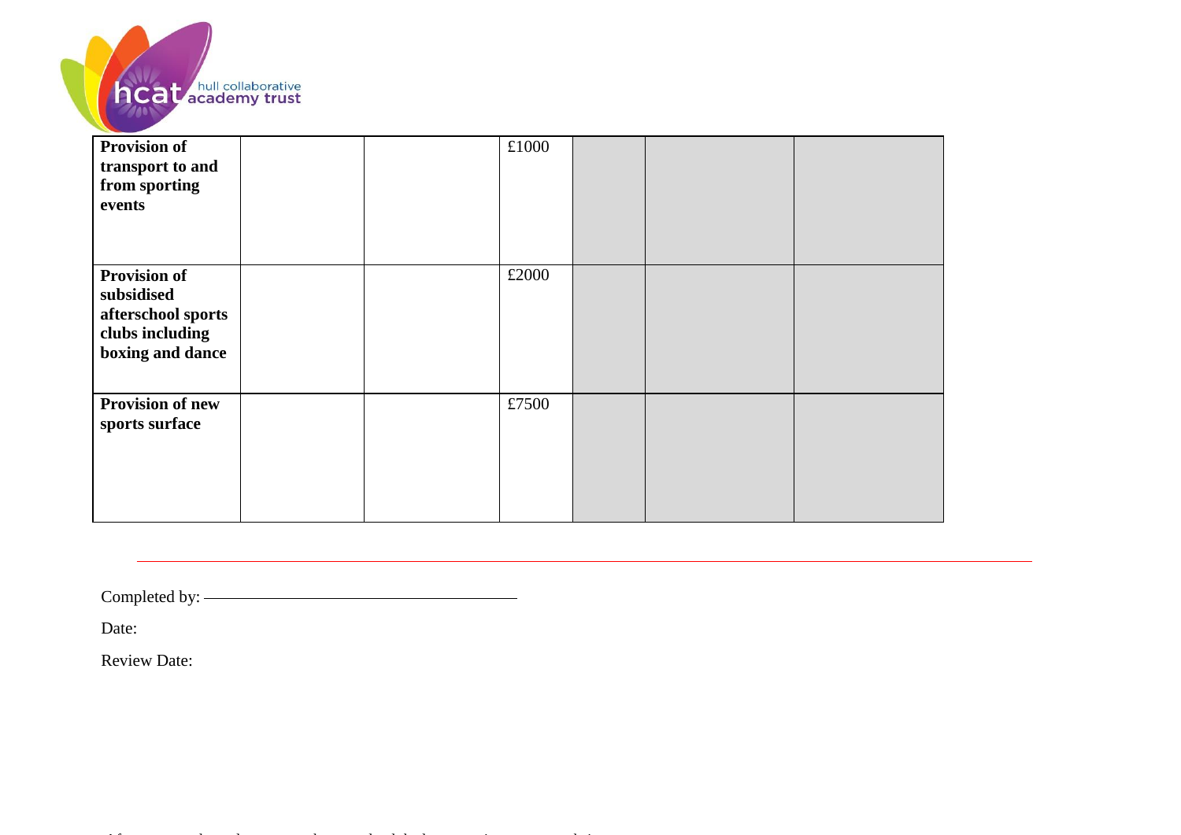| | | | | | | |
|---|---|---|---|---|---|---|
| **Provision of transport to and from sporting events** | | | £1000 | | | |
| **Provision of subsidised afterschool sports clubs including boxing and dance** | | | £2000 | | | |
| **Provision of new sports surface** | | | £7500 | | | |

---

Completed by: ____________________

Date:

Review Date: